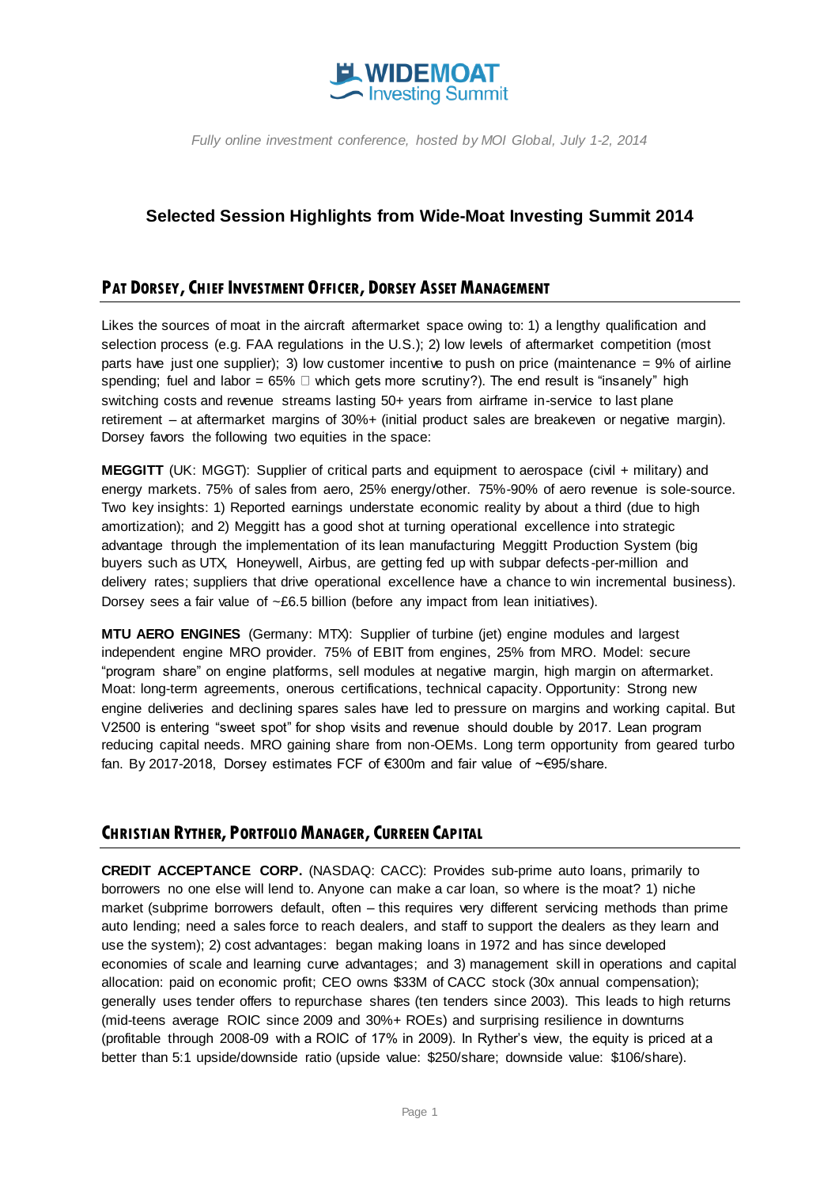# WIDEMOAT Investing Summit

*Fully online investment conference, hosted by MOI Global, July 1-2, 2014*

## Selected Session Highlights from Wide-Moat Investing Summit 2014

### PAT DORSEY, CHIEF INVESTMENT OFFICER, DORSEY ASSET MANAGEMENT

Likes the sources of moat in the aircraft aftermarket space owing to: 1) a lengthy qualification and selection process (e.g. FAA regulations in the U.S.); 2) low levels of aftermarket competition (most parts have just one supplier); 3) low customer incentive to push on price (maintenance = 9% of airline spending; fuel and labor = 65%  which gets more scrutiny?). The end result is "insanely" high switching costs and revenue streams lasting 50+ years from airframe in-service to last plane retirement – at aftermarket margins of 30%+ (initial product sales are breakeven or negative margin). Dorsey favors the following two equities in the space:

**MEGGITT** (UK: MGGT): Supplier of critical parts and equipment to aerospace (civil + military) and energy markets. 75% of sales from aero, 25% energy/other. 75%-90% of aero revenue is sole-source. Two key insights: 1) Reported earnings understate economic reality by about a third (due to high amortization); and 2) Meggitt has a good shot at turning operational excellence into strategic advantage through the implementation of its lean manufacturing Meggitt Production System (big buyers such as UTX, Honeywell, Airbus, are getting fed up with subpar defects-per-million and delivery rates; suppliers that drive operational excellence have a chance to win incremental business). Dorsey sees a fair value of ~£6.5 billion (before any impact from lean initiatives).

**MTU AERO ENGINES** (Germany: MTX): Supplier of turbine (jet) engine modules and largest independent engine MRO provider. 75% of EBIT from engines, 25% from MRO. Model: secure "program share" on engine platforms, sell modules at negative margin, high margin on aftermarket. Moat: long-term agreements, onerous certifications, technical capacity. Opportunity: Strong new engine deliveries and declining spares sales have led to pressure on margins and working capital. But V2500 is entering "sweet spot" for shop visits and revenue should double by 2017. Lean program reducing capital needs. MRO gaining share from non-OEMs. Long term opportunity from geared turbo fan. By 2017-2018, Dorsey estimates FCF of €300m and fair value of ~€95/share.

### CHRISTIAN RYTHER, PORTFOLIO MANAGER, CURREEN CAPITAL

**CREDIT ACCEPTANCE CORP.** (NASDAQ: CACC): Provides sub-prime auto loans, primarily to borrowers no one else will lend to. Anyone can make a car loan, so where is the moat? 1) niche market (subprime borrowers default, often – this requires very different servicing methods than prime auto lending; need a sales force to reach dealers, and staff to support the dealers as they learn and use the system); 2) cost advantages: began making loans in 1972 and has since developed economies of scale and learning curve advantages; and 3) management skill in operations and capital allocation: paid on economic profit; CEO owns $33M of CACC stock (30x annual compensation); generally uses tender offers to repurchase shares (ten tenders since 2003). This leads to high returns (mid-teens average ROIC since 2009 and 30%+ ROEs) and surprising resilience in downturns (profitable through 2008-09 with a ROIC of 17% in 2009). In Ryther's view, the equity is priced at a better than 5:1 upside/downside ratio (upside value: $250/share; downside value: $106/share).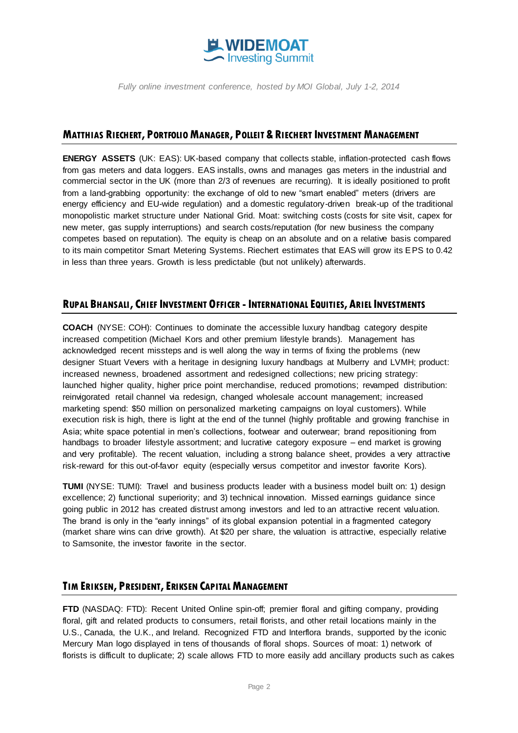## MATTHIAS RIECHERT, PORTFOLIO MANAGER, POLLEIT & RIECHERT INVESTMENT MANAGEMENT

**ENERGY ASSETS** (UK: EAS): UK-based company that collects stable, inflation-protected cash flows from gas meters and data loggers. EAS installs, owns and manages gas meters in the industrial and commercial sector in the UK (more than 2/3 of revenues are recurring). It is ideally positioned to profit from a land-grabbing opportunity: the exchange of old to new "smart enabled" meters (drivers are energy efficiency and EU-wide regulation) and a domestic regulatory-driven break-up of the traditional monopolistic market structure under National Grid. Moat: switching costs (costs for site visit, capex for new meter, gas supply interruptions) and search costs/reputation (for new business the company competes based on reputation). The equity is cheap on an absolute and on a relative basis compared to its main competitor Smart Metering Systems. Riechert estimates that EAS will grow its EPS to 0.42 in less than three years. Growth is less predictable (but not unlikely) afterwards.

## RUPAL BHANSALI, CHIEF INVESTMENT OFFICER - INTERNATIONAL EQUITIES, ARIEL INVESTMENTS

**COACH** (NYSE: COH): Continues to dominate the accessible luxury handbag category despite increased competition (Michael Kors and other premium lifestyle brands). Management has acknowledged recent missteps and is well along the way in terms of fixing the problems (new designer Stuart Vevers with a heritage in designing luxury handbags at Mulberry and LVMH; product: increased newness, broadened assortment and redesigned collections; new pricing strategy: launched higher quality, higher price point merchandise, reduced promotions; revamped distribution: reinvigorated retail channel via redesign, changed wholesale account management; increased marketing spend: $50 million on personalized marketing campaigns on loyal customers). While execution risk is high, there is light at the end of the tunnel (highly profitable and growing franchise in Asia; white space potential in men's collections, footwear and outerwear; brand repositioning from handbags to broader lifestyle assortment; and lucrative category exposure – end market is growing and very profitable). The recent valuation, including a strong balance sheet, provides a very attractive risk-reward for this out-of-favor equity (especially versus competitor and investor favorite Kors).

**TUMI** (NYSE: TUMI): Travel and business products leader with a business model built on: 1) design excellence; 2) functional superiority; and 3) technical innovation. Missed earnings guidance since going public in 2012 has created distrust among investors and led to an attractive recent valuation. The brand is only in the "early innings" of its global expansion potential in a fragmented category (market share wins can drive growth). At $20 per share, the valuation is attractive, especially relative to Samsonite, the investor favorite in the sector.

## TIM ERIKSEN, PRESIDENT, ERIKSEN CAPITAL MANAGEMENT

**FTD** (NASDAQ: FTD): Recent United Online spin-off; premier floral and gifting company, providing floral, gift and related products to consumers, retail florists, and other retail locations mainly in the U.S., Canada, the U.K., and Ireland. Recognized FTD and Interflora brands, supported by the iconic Mercury Man logo displayed in tens of thousands of floral shops. Sources of moat: 1) network of florists is difficult to duplicate; 2) scale allows FTD to more easily add ancillary products such as cakes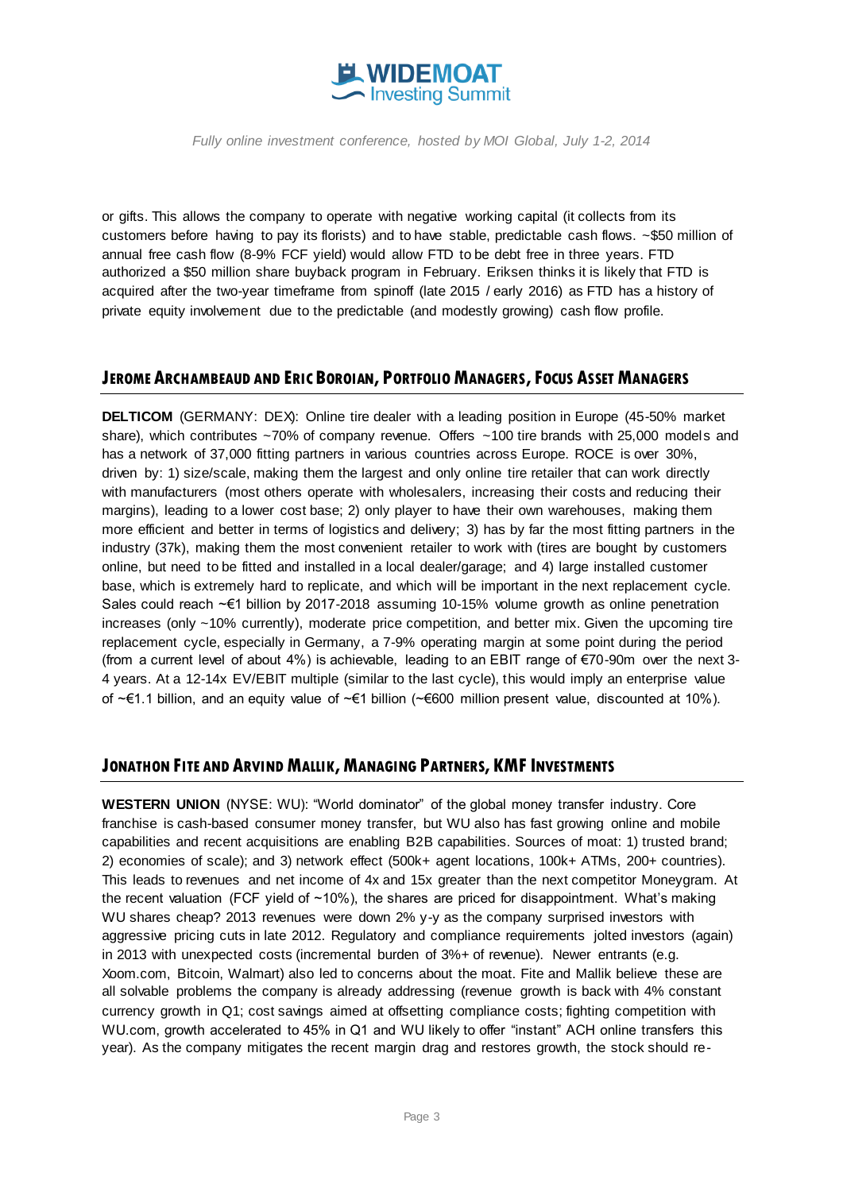or gifts. This allows the company to operate with negative working capital (it collects from its customers before having to pay its florists) and to have stable, predictable cash flows. ~$50 million of annual free cash flow (8-9% FCF yield) would allow FTD to be debt free in three years. FTD authorized a $50 million share buyback program in February. Eriksen thinks it is likely that FTD is acquired after the two-year timeframe from spinoff (late 2015 / early 2016) as FTD has a history of private equity involvement due to the predictable (and modestly growing) cash flow profile.

## JEROME ARCHAMBEAUD AND ERIC BOROIAN, PORTFOLIO MANAGERS, FOCUS ASSET MANAGERS

**DELTICOM** (GERMANY: DEX): Online tire dealer with a leading position in Europe (45-50% market share), which contributes ~70% of company revenue. Offers ~100 tire brands with 25,000 models and has a network of 37,000 fitting partners in various countries across Europe. ROCE is over 30%, driven by: 1) size/scale, making them the largest and only online tire retailer that can work directly with manufacturers (most others operate with wholesalers, increasing their costs and reducing their margins), leading to a lower cost base; 2) only player to have their own warehouses, making them more efficient and better in terms of logistics and delivery; 3) has by far the most fitting partners in the industry (37k), making them the most convenient retailer to work with (tires are bought by customers online, but need to be fitted and installed in a local dealer/garage; and 4) large installed customer base, which is extremely hard to replicate, and which will be important in the next replacement cycle. Sales could reach ~€1 billion by 2017-2018 assuming 10-15% volume growth as online penetration increases (only ~10% currently), moderate price competition, and better mix. Given the upcoming tire replacement cycle, especially in Germany, a 7-9% operating margin at some point during the period (from a current level of about 4%) is achievable, leading to an EBIT range of €70-90m over the next 3-4 years. At a 12-14x EV/EBIT multiple (similar to the last cycle), this would imply an enterprise value of ~€1.1 billion, and an equity value of ~€1 billion (~€600 million present value, discounted at 10%).

## JONATHON FITE AND ARVIND MALLIK, MANAGING PARTNERS, KMF INVESTMENTS

**WESTERN UNION** (NYSE: WU): "World dominator" of the global money transfer industry. Core franchise is cash-based consumer money transfer, but WU also has fast growing online and mobile capabilities and recent acquisitions are enabling B2B capabilities. Sources of moat: 1) trusted brand; 2) economies of scale); and 3) network effect (500k+ agent locations, 100k+ ATMs, 200+ countries). This leads to revenues and net income of 4x and 15x greater than the next competitor Moneygram. At the recent valuation (FCF yield of ~10%), the shares are priced for disappointment. What's making WU shares cheap? 2013 revenues were down 2% y-y as the company surprised investors with aggressive pricing cuts in late 2012. Regulatory and compliance requirements jolted investors (again) in 2013 with unexpected costs (incremental burden of 3%+ of revenue). Newer entrants (e.g. Xoom.com, Bitcoin, Walmart) also led to concerns about the moat. Fite and Mallik believe these are all solvable problems the company is already addressing (revenue growth is back with 4% constant currency growth in Q1; cost savings aimed at offsetting compliance costs; fighting competition with WU.com, growth accelerated to 45% in Q1 and WU likely to offer "instant" ACH online transfers this year). As the company mitigates the recent margin drag and restores growth, the stock should re-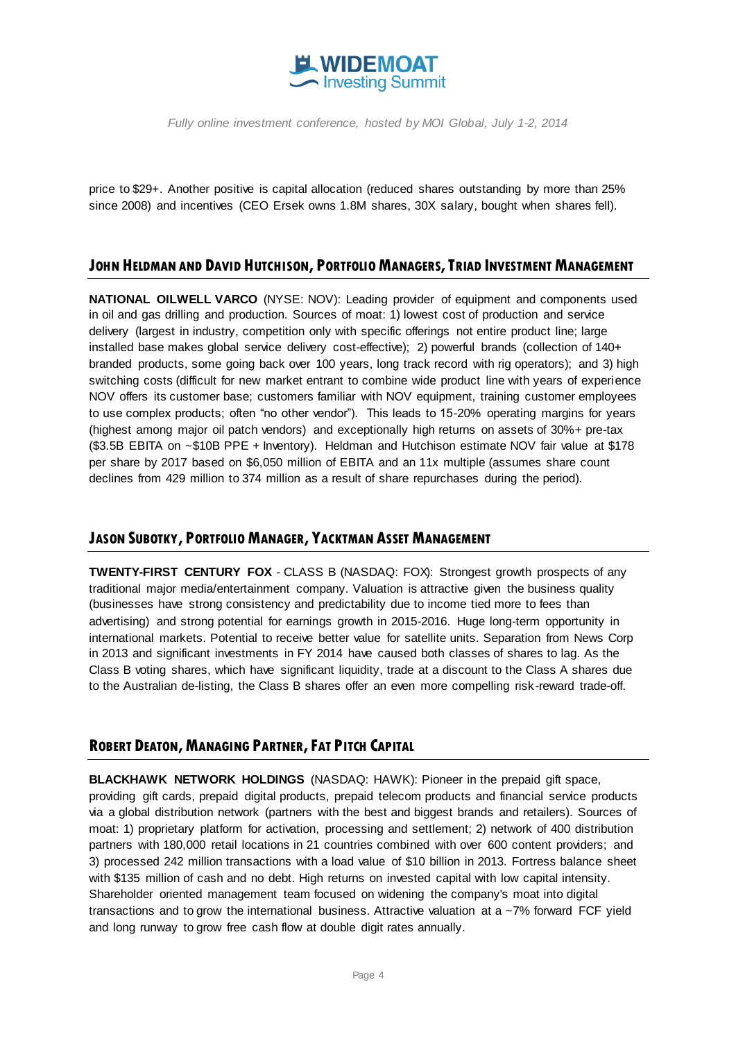price to $29+. Another positive is capital allocation (reduced shares outstanding by more than 25% since 2008) and incentives (CEO Ersek owns 1.8M shares, 30X salary, bought when shares fell).

## John Heldman and David Hutchison, Portfolio Managers, Triad Investment Management

**NATIONAL OILWELL VARCO** (NYSE: NOV): Leading provider of equipment and components used in oil and gas drilling and production. Sources of moat: 1) lowest cost of production and service delivery (largest in industry, competition only with specific offerings not entire product line; large installed base makes global service delivery cost-effective); 2) powerful brands (collection of 140+ branded products, some going back over 100 years, long track record with rig operators); and 3) high switching costs (difficult for new market entrant to combine wide product line with years of experience NOV offers its customer base; customers familiar with NOV equipment, training customer employees to use complex products; often "no other vendor"). This leads to 15-20% operating margins for years (highest among major oil patch vendors) and exceptionally high returns on assets of 30%+ pre-tax ($3.5B EBITA on ~$10B PPE + Inventory). Heldman and Hutchison estimate NOV fair value at $178 per share by 2017 based on $6,050 million of EBITA and an 11x multiple (assumes share count declines from 429 million to 374 million as a result of share repurchases during the period).

## Jason Subotky, Portfolio Manager, Yacktman Asset Management

**TWENTY-FIRST CENTURY FOX** - CLASS B (NASDAQ: FOX): Strongest growth prospects of any traditional major media/entertainment company. Valuation is attractive given the business quality (businesses have strong consistency and predictability due to income tied more to fees than advertising) and strong potential for earnings growth in 2015-2016. Huge long-term opportunity in international markets. Potential to receive better value for satellite units. Separation from News Corp in 2013 and significant investments in FY 2014 have caused both classes of shares to lag. As the Class B voting shares, which have significant liquidity, trade at a discount to the Class A shares due to the Australian de-listing, the Class B shares offer an even more compelling risk-reward trade-off.

## Robert Deaton, Managing Partner, Fat Pitch Capital

**BLACKHAWK NETWORK HOLDINGS** (NASDAQ: HAWK): Pioneer in the prepaid gift space, providing gift cards, prepaid digital products, prepaid telecom products and financial service products via a global distribution network (partners with the best and biggest brands and retailers). Sources of moat: 1) proprietary platform for activation, processing and settlement; 2) network of 400 distribution partners with 180,000 retail locations in 21 countries combined with over 600 content providers; and 3) processed 242 million transactions with a load value of $10 billion in 2013. Fortress balance sheet with $135 million of cash and no debt. High returns on invested capital with low capital intensity. Shareholder oriented management team focused on widening the company's moat into digital transactions and to grow the international business. Attractive valuation at a ~7% forward FCF yield and long runway to grow free cash flow at double digit rates annually.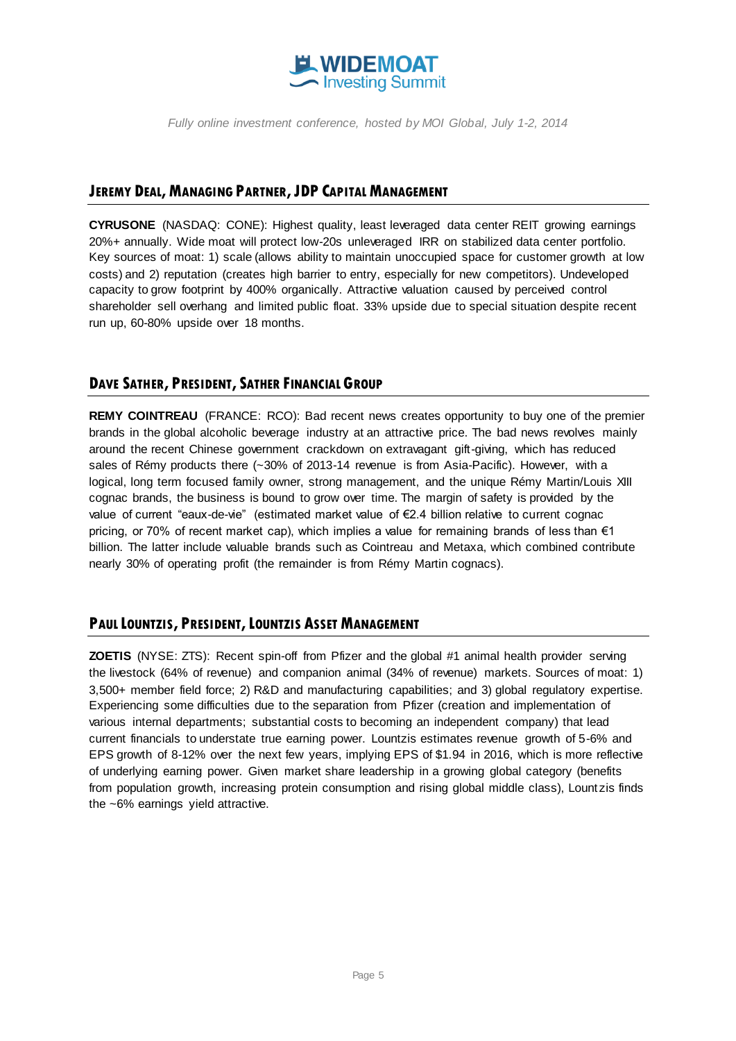## JEREMY DEAL, MANAGING PARTNER, JDP CAPITAL MANAGEMENT

**CYRUSONE** (NASDAQ: CONE): Highest quality, least leveraged data center REIT growing earnings 20%+ annually. Wide moat will protect low-20s unleveraged IRR on stabilized data center portfolio. Key sources of moat: 1) scale (allows ability to maintain unoccupied space for customer growth at low costs) and 2) reputation (creates high barrier to entry, especially for new competitors). Undeveloped capacity to grow footprint by 400% organically. Attractive valuation caused by perceived control shareholder sell overhang and limited public float. 33% upside due to special situation despite recent run up, 60-80% upside over 18 months.

## DAVE SATHER, PRESIDENT, SATHER FINANCIAL GROUP

**REMY COINTREAU** (FRANCE: RCO): Bad recent news creates opportunity to buy one of the premier brands in the global alcoholic beverage industry at an attractive price. The bad news revolves mainly around the recent Chinese government crackdown on extravagant gift-giving, which has reduced sales of Rémy products there (~30% of 2013-14 revenue is from Asia-Pacific). However, with a logical, long term focused family owner, strong management, and the unique Rémy Martin/Louis XIII cognac brands, the business is bound to grow over time. The margin of safety is provided by the value of current "eaux-de-vie" (estimated market value of €2.4 billion relative to current cognac pricing, or 70% of recent market cap), which implies a value for remaining brands of less than €1 billion. The latter include valuable brands such as Cointreau and Metaxa, which combined contribute nearly 30% of operating profit (the remainder is from Rémy Martin cognacs).

## PAUL LOUNTZIS, PRESIDENT, LOUNTZIS ASSET MANAGEMENT

**ZOETIS** (NYSE: ZTS): Recent spin-off from Pfizer and the global #1 animal health provider serving the livestock (64% of revenue) and companion animal (34% of revenue) markets. Sources of moat: 1) 3,500+ member field force; 2) R&D and manufacturing capabilities; and 3) global regulatory expertise. Experiencing some difficulties due to the separation from Pfizer (creation and implementation of various internal departments; substantial costs to becoming an independent company) that lead current financials to understate true earning power. Lountzis estimates revenue growth of 5-6% and EPS growth of 8-12% over the next few years, implying EPS of $1.94 in 2016, which is more reflective of underlying earning power. Given market share leadership in a growing global category (benefits from population growth, increasing protein consumption and rising global middle class), Lountzis finds the ~6% earnings yield attractive.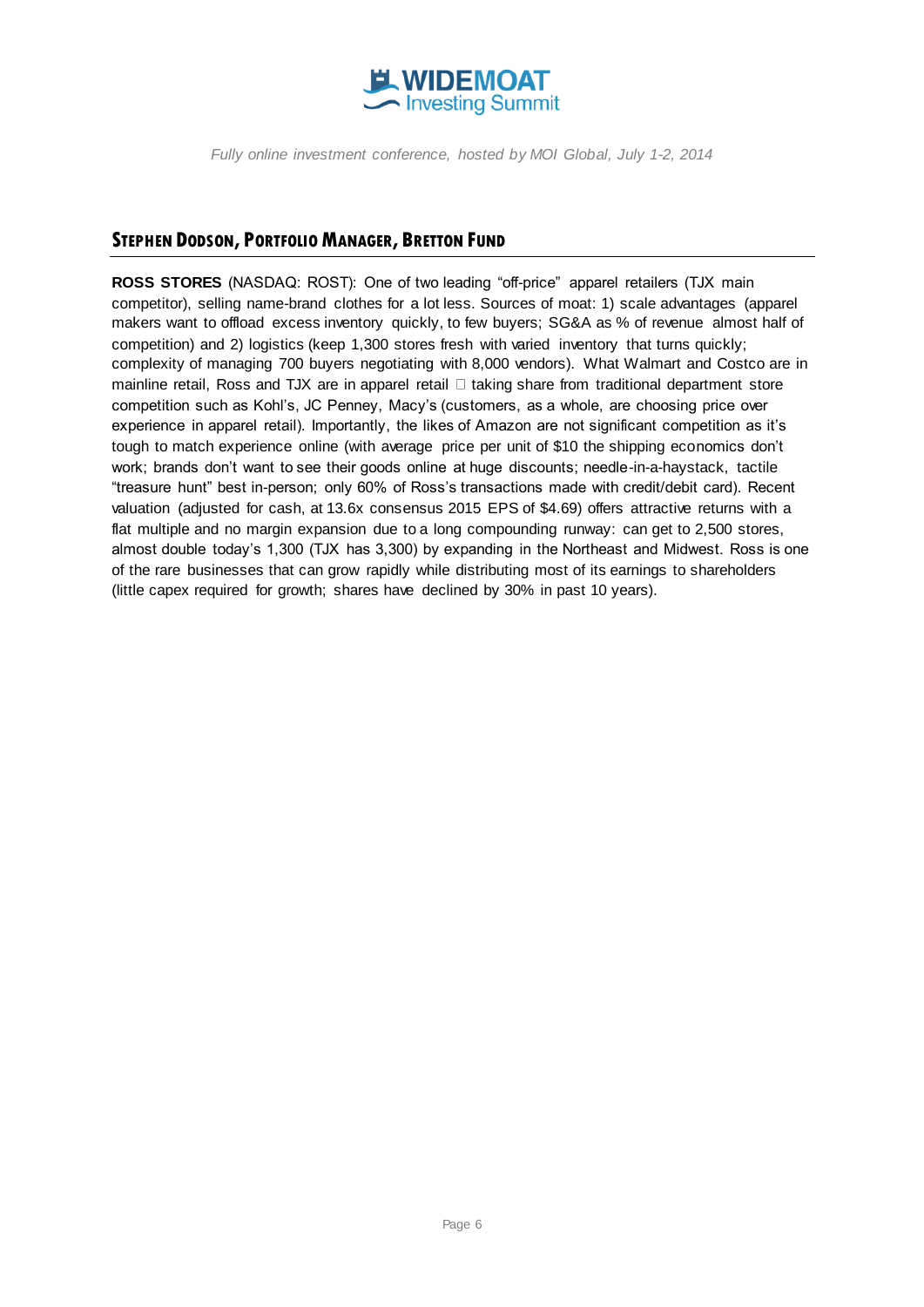## Stephen Dodson, Portfolio Manager, Bretton Fund

**ROSS STORES** (NASDAQ: ROST): One of two leading "off-price" apparel retailers (TJX main competitor), selling name-brand clothes for a lot less. Sources of moat: 1) scale advantages (apparel makers want to offload excess inventory quickly, to few buyers; SG&A as % of revenue almost half of competition) and 2) logistics (keep 1,300 stores fresh with varied inventory that turns quickly; complexity of managing 700 buyers negotiating with 8,000 vendors). What Walmart and Costco are in mainline retail, Ross and TJX are in apparel retail  taking share from traditional department store competition such as Kohl's, JC Penney, Macy's (customers, as a whole, are choosing price over experience in apparel retail). Importantly, the likes of Amazon are not significant competition as it's tough to match experience online (with average price per unit of $10 the shipping economics don't work; brands don't want to see their goods online at huge discounts; needle-in-a-haystack, tactile "treasure hunt" best in-person; only 60% of Ross's transactions made with credit/debit card). Recent valuation (adjusted for cash, at 13.6x consensus 2015 EPS of $4.69) offers attractive returns with a flat multiple and no margin expansion due to a long compounding runway: can get to 2,500 stores, almost double today's 1,300 (TJX has 3,300) by expanding in the Northeast and Midwest. Ross is one of the rare businesses that can grow rapidly while distributing most of its earnings to shareholders (little capex required for growth; shares have declined by 30% in past 10 years).